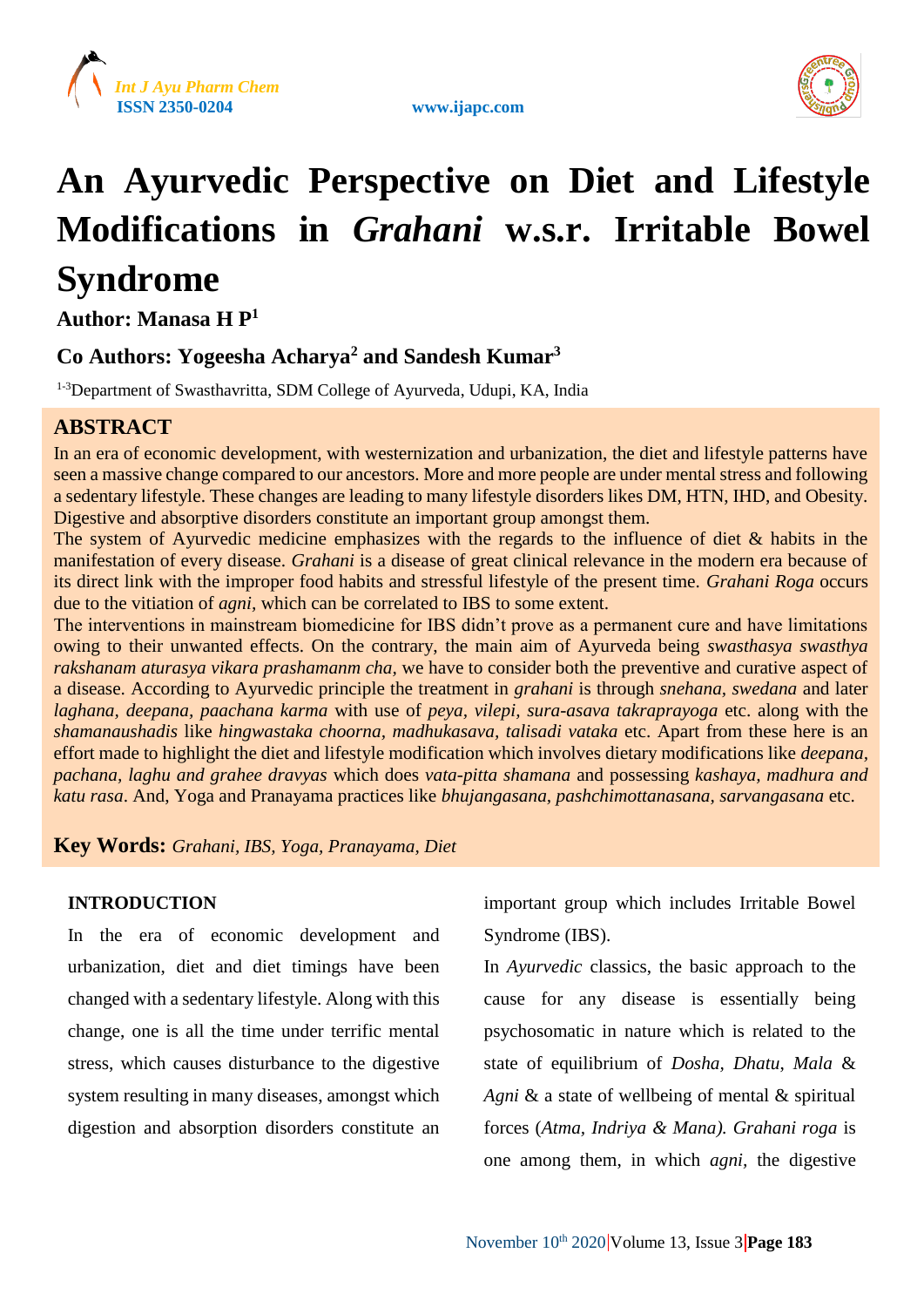# An Ayurvedic Perspective on Diet and Lifestyle Modifications in *Grahani* w.s.r. Irritable Bowel Syndrome

**Author: Manasa H P[1]**

**Co Authors: Yogeesha Acharya[2] and Sandesh Kumar[3]**

[1-3]Department of Swasthavritta, SDM College of Ayurveda, Udupi, KA, India

## ABSTRACT

In an era of economic development, with westernization and urbanization, the diet and lifestyle patterns have seen a massive change compared to our ancestors. More and more people are under mental stress and following a sedentary lifestyle. These changes are leading to many lifestyle disorders likes DM, HTN, IHD, and Obesity. Digestive and absorptive disorders constitute an important group amongst them.

The system of Ayurvedic medicine emphasizes with the regards to the influence of diet & habits in the manifestation of every disease. *Grahani* is a disease of great clinical relevance in the modern era because of its direct link with the improper food habits and stressful lifestyle of the present time. *Grahani Roga* occurs due to the vitiation of *agni,* which can be correlated to IBS to some extent.

The interventions in mainstream biomedicine for IBS didn't prove as a permanent cure and have limitations owing to their unwanted effects. On the contrary, the main aim of Ayurveda being *swasthasya swasthya rakshanam aturasya vikara prashamanm cha,* we have to consider both the preventive and curative aspect of a disease. According to Ayurvedic principle the treatment in *grahani* is through *snehana, swedana* and later *laghana, deepana, paachana karma* with use of *peya, vilepi, sura-asava takraprayoga* etc. along with the *shamanaushadis* like *hingwastaka choorna, madhukasava, talisadi vataka* etc. Apart from these here is an effort made to highlight the diet and lifestyle modification which involves dietary modifications like *deepana, pachana, laghu and grahee dravyas* which does *vata-pitta shamana* and possessing *kashaya, madhura and katu rasa*. And, Yoga and Pranayama practices like *bhujangasana, pashchimottanasana, sarvangasana* etc.

**Key Words:** *Grahani, IBS, Yoga, Pranayama, Diet*

## INTRODUCTION

In the era of economic development and urbanization, diet and diet timings have been changed with a sedentary lifestyle. Along with this change, one is all the time under terrific mental stress, which causes disturbance to the digestive system resulting in many diseases, amongst which digestion and absorption disorders constitute an important group which includes Irritable Bowel Syndrome (IBS).

In *Ayurvedic* classics, the basic approach to the cause for any disease is essentially being psychosomatic in nature which is related to the state of equilibrium of *Dosha, Dhatu, Mala* & *Agni* & a state of wellbeing of mental & spiritual forces (*Atma, Indriya & Mana). Grahani roga* is one among them, in which *agni,* the digestive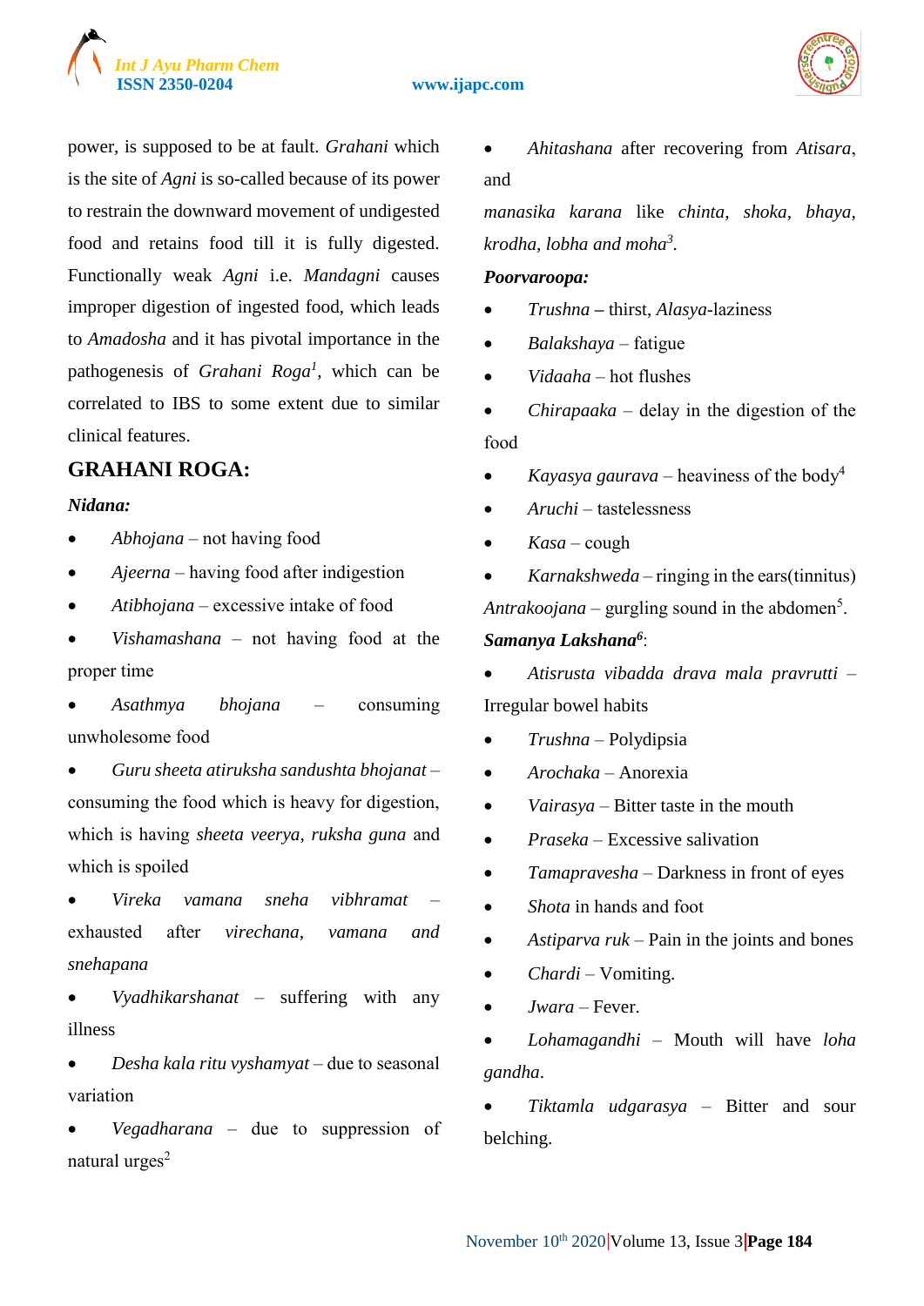power, is supposed to be at fault. *Grahani* which is the site of *Agni* is so-called because of its power to restrain the downward movement of undigested food and retains food till it is fully digested. Functionally weak *Agni* i.e. *Mandagni* causes improper digestion of ingested food, which leads to *Amadosha* and it has pivotal importance in the pathogenesis of *Grahani Roga*[1], which can be correlated to IBS to some extent due to similar clinical features.

## GRAHANI ROGA:

***Nidana:***

- *Abhojana* – not having food
- *Ajeerna* – having food after indigestion
- *Atibhojana* – excessive intake of food
- *Vishamashana* – not having food at the proper time
- *Asathmya bhojana* – consuming unwholesome food
- *Guru sheeta atiruksha sandushta bhojanat* – consuming the food which is heavy for digestion, which is having *sheeta veerya, ruksha guna* and which is spoiled
- *Vireka vamana sneha vibhramat* – exhausted after *virechana, vamana and snehapana*
- *Vyadhikarshanat* – suffering with any illness
- *Desha kala ritu vyshamyat* – due to seasonal variation
- *Vegadharana* – due to suppression of natural urges[2]
- *Ahitashana* after recovering from *Atisara*, and

*manasika karana* like *chinta, shoka, bhaya, krodha, lobha and moha*[3].

***Poorvaroopa:***

- *Trushna* – thirst, *Alasya*-laziness
- *Balakshaya* – fatigue
- *Vidaaha* – hot flushes
- *Chirapaaka* – delay in the digestion of the food
- *Kayasya gaurava* – heaviness of the body[4]
- *Aruchi* – tastelessness
- *Kasa* – cough
- *Karnakshweda* – ringing in the ears(tinnitus)

*Antrakoojana* – gurgling sound in the abdomen[5].

***Samanya Lakshana[6]*:**

- *Atisrusta vibadda drava mala pravrutti* – Irregular bowel habits
- *Trushna* – Polydipsia
- *Arochaka* – Anorexia
- *Vairasya* – Bitter taste in the mouth
- *Praseka* – Excessive salivation
- *Tamapravesha* – Darkness in front of eyes
- *Shota* in hands and foot
- *Astiparva ruk* – Pain in the joints and bones
- *Chardi* – Vomiting.
- *Jwara* – Fever.
- *Lohamagandhi* – Mouth will have *loha gandha*.
- *Tiktamla udgarasya* – Bitter and sour belching.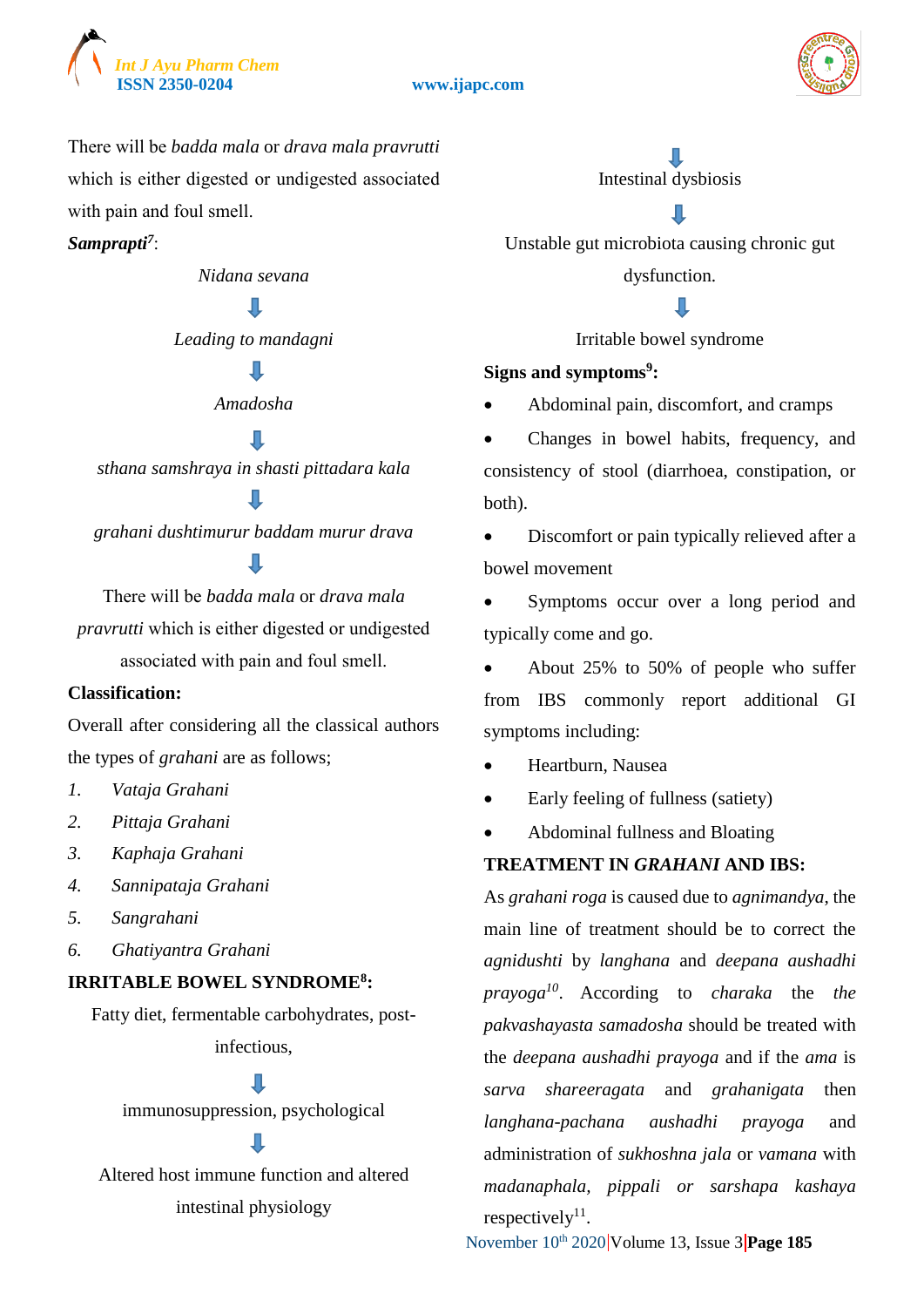There will be *badda mala* or *drava mala pravrutti* which is either digested or undigested associated with pain and foul smell.

***Samprapti***[7]:

*Nidana sevana*

⇓

*Leading to mandagni*

⇓

*Amadosha*

⇓

*sthana samshraya in shasti pittadara kala*

⇓

*grahani dushtimurur baddam murur drava*

⇓

There will be *badda mala* or *drava mala pravrutti* which is either digested or undigested associated with pain and foul smell.

**Classification:**

Overall after considering all the classical authors the types of *grahani* are as follows;

1. *Vataja Grahani*
2. *Pittaja Grahani*
3. *Kaphaja Grahani*
4. *Sannipataja Grahani*
5. *Sangrahani*
6. *Ghatiyantra Grahani*

**IRRITABLE BOWEL SYNDROME**[8]**:**

Fatty diet, fermentable carbohydrates, post-infectious,

⇓

immunosuppression, psychological

⇓

Altered host immune function and altered intestinal physiology

⇓

Intestinal dysbiosis

⇓

Unstable gut microbiota causing chronic gut dysfunction.

⇓

Irritable bowel syndrome

**Signs and symptoms**[9]**:**

- Abdominal pain, discomfort, and cramps
- Changes in bowel habits, frequency, and consistency of stool (diarrhoea, constipation, or both).
- Discomfort or pain typically relieved after a bowel movement
- Symptoms occur over a long period and typically come and go.
- About 25% to 50% of people who suffer from IBS commonly report additional GI symptoms including:
- Heartburn, Nausea
- Early feeling of fullness (satiety)
- Abdominal fullness and Bloating

**TREATMENT IN *GRAHANI* AND IBS:**

As *grahani roga* is caused due to *agnimandya*, the main line of treatment should be to correct the *agnidushti* by *langhana* and *deepana aushadhi prayoga*[10]. According to *charaka* the *the pakvashayasta samadosha* should be treated with the *deepana aushadhi prayoga* and if the *ama* is *sarva shareeragata* and *grahanigata* then *langhana-pachana aushadhi prayoga* and administration of *sukhoshna jala* or *vamana* with *madanaphala, pippali or sarshapa kashaya* respecitvely[11].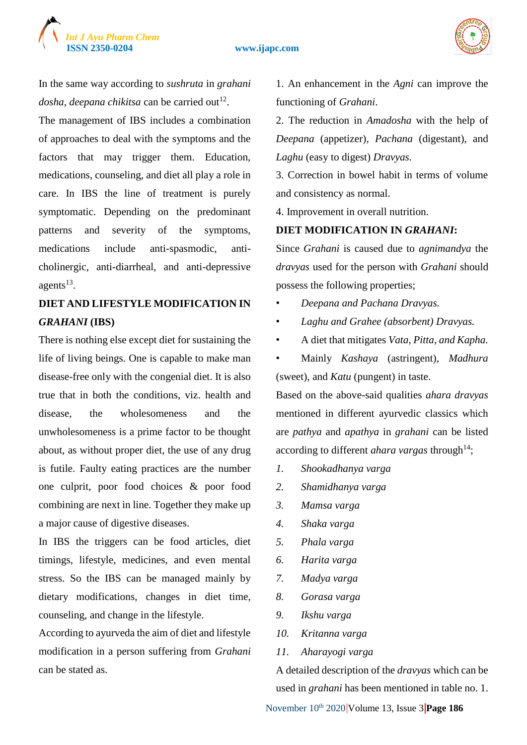In the same way according to *sushruta* in *grahani dosha*, *deepana chikitsa* can be carried out[12].

The management of IBS includes a combination of approaches to deal with the symptoms and the factors that may trigger them. Education, medications, counseling, and diet all play a role in care. In IBS the line of treatment is purely symptomatic. Depending on the predominant patterns and severity of the symptoms, medications include anti-spasmodic, anti-cholinergic, anti-diarrheal, and anti-depressive agents[13].

## DIET AND LIFESTYLE MODIFICATION IN *GRAHANI* (IBS)

There is nothing else except diet for sustaining the life of living beings. One is capable to make man disease-free only with the congenial diet. It is also true that in both the conditions, viz. health and disease, the wholesomeness and the unwholesomeness is a prime factor to be thought about, as without proper diet, the use of any drug is futile. Faulty eating practices are the number one culprit, poor food choices & poor food combining are next in line. Together they make up a major cause of digestive diseases.

In IBS the triggers can be food articles, diet timings, lifestyle, medicines, and even mental stress. So the IBS can be managed mainly by dietary modifications, changes in diet time, counseling, and change in the lifestyle.

According to ayurveda the aim of diet and lifestyle modification in a person suffering from *Grahani* can be stated as.

1. An enhancement in the *Agni* can improve the functioning of *Grahani*.
2. The reduction in *Amadosha* with the help of *Deepana* (appetizer), *Pachana* (digestant), and *Laghu* (easy to digest) *Dravyas.*
3. Correction in bowel habit in terms of volume and consistency as normal.
4. Improvement in overall nutrition.

## DIET MODIFICATION IN *GRAHANI*:

Since *Grahani* is caused due to *agnimandya* the *dravyas* used for the person with *Grahani* should possess the following properties;

- *Deepana and Pachana Dravyas.*
- *Laghu and Grahee (absorbent) Dravyas.*
- A diet that mitigates *Vata, Pitta, and Kapha.*
- Mainly *Kashaya* (astringent), *Madhura* (sweet), and *Katu* (pungent) in taste.

Based on the above-said qualities *ahara dravyas* mentioned in different ayurvedic classics which are *pathya* and *apathya* in *grahani* can be listed according to different *ahara vargas* through[14];

1. *Shookadhanya varga*
2. *Shamidhanya varga*
3. *Mamsa varga*
4. *Shaka varga*
5. *Phala varga*
6. *Harita varga*
7. *Madya varga*
8. *Gorasa varga*
9. *Ikshu varga*
10. *Kritanna varga*
11. *Aharayogi varga*

A detailed description of the *dravyas* which can be used in *grahani* has been mentioned in table no. 1.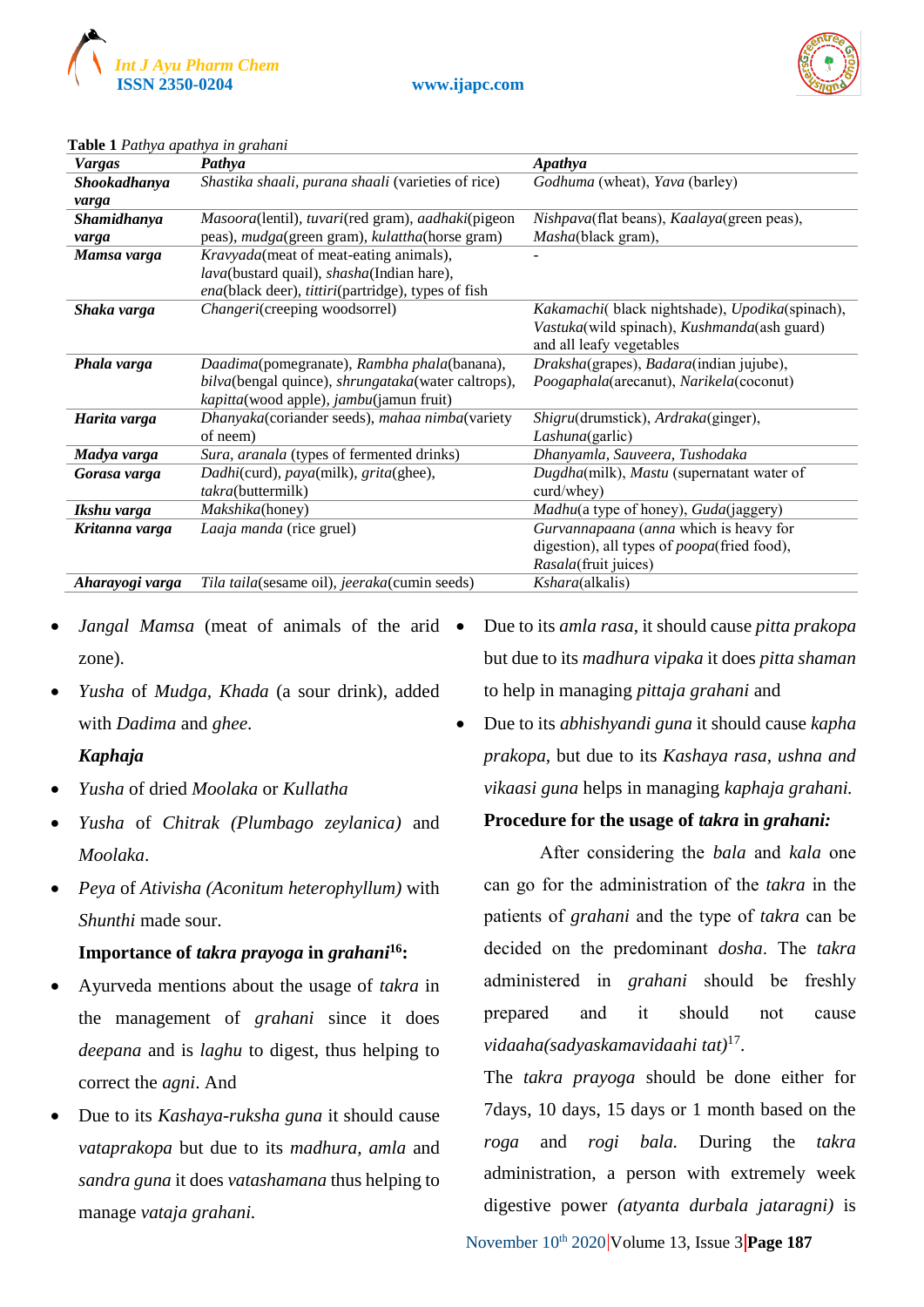**Table 1** *Pathya apathya in grahani*

| *Vargas* | *Pathya* | *Apathya* |
|---|---|---|
| ***Shookadhanya varga*** | *Shastika shaali, purana shaali* (varieties of rice) | *Godhuma* (wheat), *Yava* (barley) |
| ***Shamidhanya varga*** | *Masoora*(lentil), *tuvari*(red gram), *aadhaki*(pigeon peas), *mudga*(green gram), *kulattha*(horse gram) | *Nishpava*(flat beans), *Kaalaya*(green peas), *Masha*(black gram), |
| ***Mamsa varga*** | *Kravyada*(meat of meat-eating animals), *lava*(bustard quail), *shasha*(Indian hare), *ena*(black deer), *tittiri*(partridge), types of fish | - |
| ***Shaka varga*** | *Changeri*(creeping woodsorrel) | *Kakamachi*( black nightshade), *Upodika*(spinach), *Vastuka*(wild spinach), *Kushmanda*(ash guard) and all leafy vegetables |
| ***Phala varga*** | *Daadima*(pomegranate), *Rambha phala*(banana), *bilva*(bengal quince), *shrungataka*(water caltrops), *kapitta*(wood apple), *jambu*(jamun fruit) | *Draksha*(grapes), *Badara*(indian jujube), *Poogaphala*(arecanut), *Narikela*(coconut) |
| ***Harita varga*** | *Dhanyaka*(coriander seeds), *mahaa nimba*(variety of neem) | *Shigru*(drumstick), *Ardraka*(ginger), *Lashuna*(garlic) |
| ***Madya varga*** | *Sura, aranala* (types of fermented drinks) | *Dhanyamla, Sauveera, Tushodaka* |
| ***Gorasa varga*** | *Dadhi*(curd), *paya*(milk), *grita*(ghee), *takra*(buttermilk) | *Dugdha*(milk), *Mastu* (supernatant water of curd/whey) |
| ***Ikshu varga*** | *Makshika*(honey) | *Madhu*(a type of honey), *Guda*(jaggery) |
| ***Kritanna varga*** | *Laaja manda* (rice gruel) | *Gurvannapaana* (*anna* which is heavy for digestion), all types of *poopa*(fried food), *Rasala*(fruit juices) |
| ***Aharayogi varga*** | *Tila taila*(sesame oil), *jeeraka*(cumin seeds) | *Kshara*(alkalis) |

- *Jangal Mamsa* (meat of animals of the arid zone).
- *Yusha* of *Mudga, Khada* (a sour drink), added with *Dadima* and *ghee.*

***Kaphaja***

- *Yusha* of dried *Moolaka* or *Kullatha*
- *Yusha* of *Chitrak (Plumbago zeylanica)* and *Moolaka*.
- *Peya* of *Ativisha (Aconitum heterophyllum)* with *Shunthi* made sour.

**Importance of *takra prayoga* in *grahani*[16]:**

- Ayurveda mentions about the usage of *takra* in the management of *grahani* since it does *deepana* and is *laghu* to digest, thus helping to correct the *agni*. And
- Due to its *Kashaya-ruksha guna* it should cause *vataprakopa* but due to its *madhura, amla* and *sandra guna* it does *vatashamana* thus helping to manage *vataja grahani.*
- Due to its *amla rasa*, it should cause *pitta prakopa* but due to its *madhura vipaka* it does *pitta shaman* to help in managing *pittaja grahani* and
- Due to its *abhishyandi guna* it should cause *kapha prakopa,* but due to its *Kashaya rasa, ushna and vikaasi guna* helps in managing *kaphaja grahani.*

**Procedure for the usage of *takra* in *grahani:***

After considering the *bala* and *kala* one can go for the administration of the *takra* in the patients of *grahani* and the type of *takra* can be decided on the predominant *dosha*. The *takra* administered in *grahani* should be freshly prepared and it should not cause *vidaaha(sadyaskamavidaahi tat)*[17].

The *takra prayoga* should be done either for 7days, 10 days, 15 days or 1 month based on the *roga* and *rogi bala.* During the *takra* administration, a person with extremely week digestive power *(atyanta durbala jataragni)* is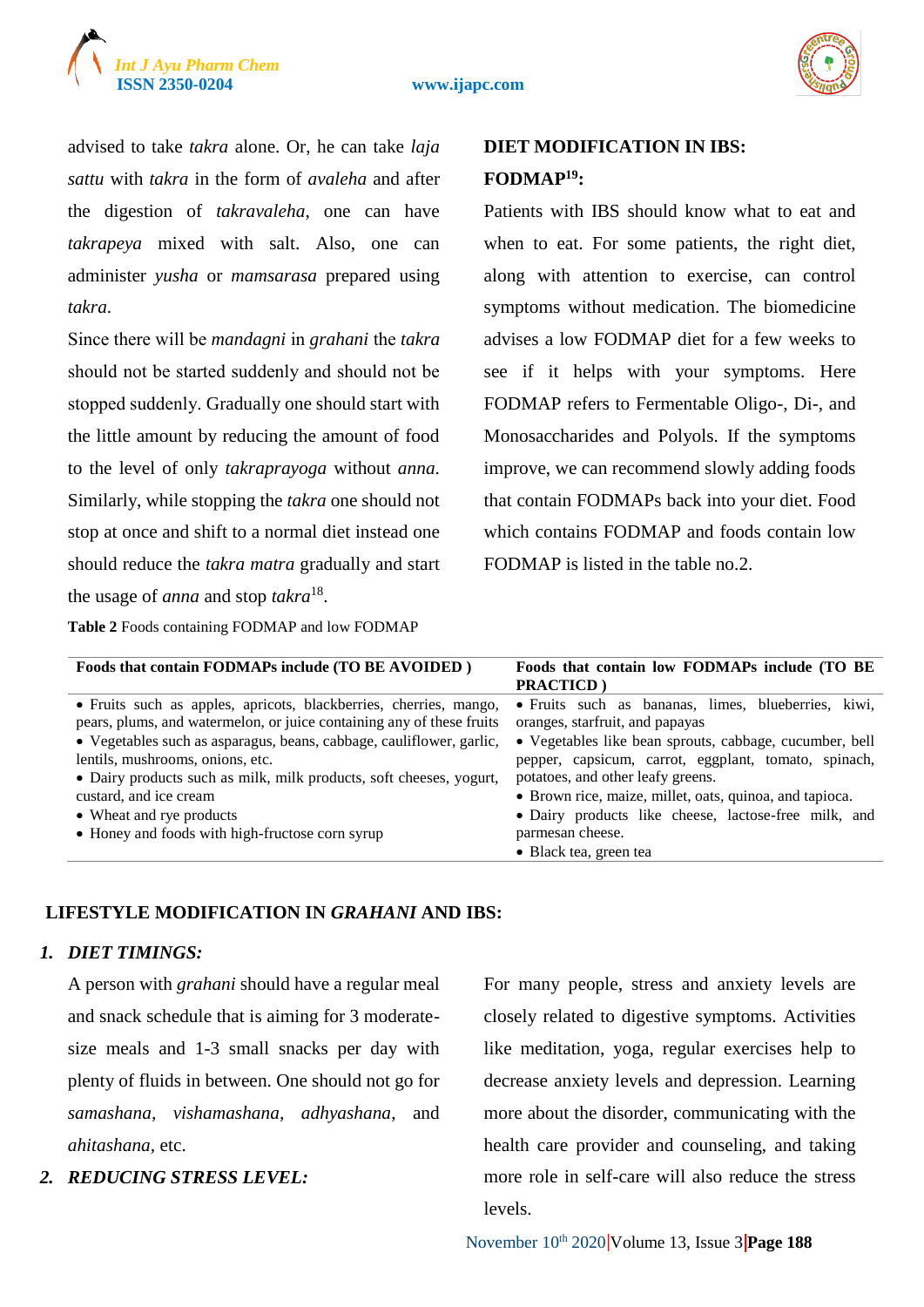advised to take *takra* alone. Or, he can take *laja sattu* with *takra* in the form of *avaleha* and after the digestion of *takravaleha*, one can have *takrapeya* mixed with salt. Also, one can administer *yusha* or *mamsarasa* prepared using *takra*.

Since there will be *mandagni* in *grahani* the *takra* should not be started suddenly and should not be stopped suddenly. Gradually one should start with the little amount by reducing the amount of food to the level of only *takraprayoga* without *anna*. Similarly, while stopping the *takra* one should not stop at once and shift to a normal diet instead one should reduce the *takra matra* gradually and start the usage of *anna* and stop *takra*[18].

## DIET MODIFICATION IN IBS: FODMAP[19]:

Patients with IBS should know what to eat and when to eat. For some patients, the right diet, along with attention to exercise, can control symptoms without medication. The biomedicine advises a low FODMAP diet for a few weeks to see if it helps with your symptoms. Here FODMAP refers to Fermentable Oligo-, Di-, and Monosaccharides and Polyols. If the symptoms improve, we can recommend slowly adding foods that contain FODMAPs back into your diet. Food which contains FODMAP and foods contain low FODMAP is listed in the table no.2.

**Table 2** Foods containing FODMAP and low FODMAP

| Foods that contain FODMAPs include (TO BE AVOIDED ) | Foods that contain low FODMAPs include (TO BE PRACTICD ) |
|---|---|
| • Fruits such as apples, apricots, blackberries, cherries, mango, pears, plums, and watermelon, or juice containing any of these fruits<br>• Vegetables such as asparagus, beans, cabbage, cauliflower, garlic, lentils, mushrooms, onions, etc.<br>• Dairy products such as milk, milk products, soft cheeses, yogurt, custard, and ice cream<br>• Wheat and rye products<br>• Honey and foods with high-fructose corn syrup | • Fruits such as bananas, limes, blueberries, kiwi, oranges, starfruit, and papayas<br>• Vegetables like bean sprouts, cabbage, cucumber, bell pepper, capsicum, carrot, eggplant, tomato, spinach, potatoes, and other leafy greens.<br>• Brown rice, maize, millet, oats, quinoa, and tapioca.<br>• Dairy products like cheese, lactose-free milk, and parmesan cheese.<br>• Black tea, green tea |

## LIFESTYLE MODIFICATION IN *GRAHANI* AND IBS:

### 1. *DIET TIMINGS:*

A person with *grahani* should have a regular meal and snack schedule that is aiming for 3 moderate-size meals and 1-3 small snacks per day with plenty of fluids in between. One should not go for *samashana, vishamashana, adhyashana,* and *ahitashana*, etc.

### 2. *REDUCING STRESS LEVEL:*

For many people, stress and anxiety levels are closely related to digestive symptoms. Activities like meditation, yoga, regular exercises help to decrease anxiety levels and depression. Learning more about the disorder, communicating with the health care provider and counseling, and taking more role in self-care will also reduce the stress levels.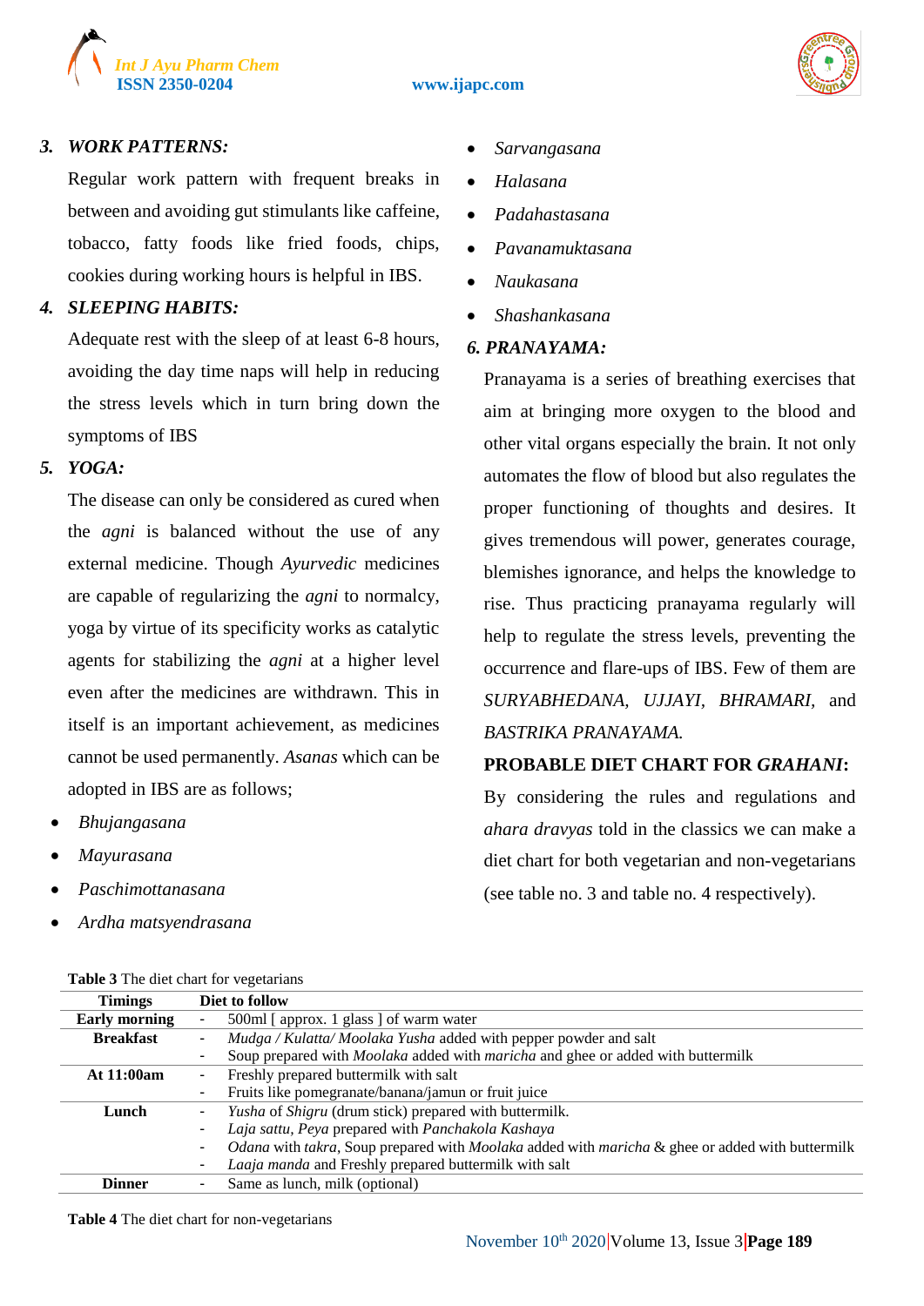### 3. *WORK PATTERNS:*

Regular work pattern with frequent breaks in between and avoiding gut stimulants like caffeine, tobacco, fatty foods like fried foods, chips, cookies during working hours is helpful in IBS.

### 4. *SLEEPING HABITS:*

Adequate rest with the sleep of at least 6-8 hours, avoiding the day time naps will help in reducing the stress levels which in turn bring down the symptoms of IBS

### 5. *YOGA:*

The disease can only be considered as cured when the *agni* is balanced without the use of any external medicine. Though *Ayurvedic* medicines are capable of regularizing the *agni* to normalcy, yoga by virtue of its specificity works as catalytic agents for stabilizing the *agni* at a higher level even after the medicines are withdrawn. This in itself is an important achievement, as medicines cannot be used permanently. *Asanas* which can be adopted in IBS are as follows;

- *Bhujangasana*
- *Mayurasana*
- *Paschimottanasana*
- *Ardha matsyendrasana*
- *Sarvangasana*
- *Halasana*
- *Padahastasana*
- *Pavanamuktasana*
- *Naukasana*
- *Shashankasana*

### 6. *PRANAYAMA:*

Pranayama is a series of breathing exercises that aim at bringing more oxygen to the blood and other vital organs especially the brain. It not only automates the flow of blood but also regulates the proper functioning of thoughts and desires. It gives tremendous will power, generates courage, blemishes ignorance, and helps the knowledge to rise. Thus practicing pranayama regularly will help to regulate the stress levels, preventing the occurrence and flare-ups of IBS. Few of them are *SURYABHEDANA, UJJAYI, BHRAMARI,* and *BASTRIKA PRANAYAMA.*

**PROBABLE DIET CHART FOR *GRAHANI*:**

By considering the rules and regulations and *ahara dravyas* told in the classics we can make a diet chart for both vegetarian and non-vegetarians (see table no. 3 and table no. 4 respectively).

**Table 3** The diet chart for vegetarians

| Timings | Diet to follow |
|---|---|
| **Early morning** | - 500ml [ approx. 1 glass ] of warm water |
| **Breakfast** | - *Mudga / Kulatta/ Moolaka Yusha* added with pepper powder and salt<br>- Soup prepared with *Moolaka* added with *maricha* and ghee or added with buttermilk |
| **At 11:00am** | - Freshly prepared buttermilk with salt<br>- Fruits like pomegranate/banana/jamun or fruit juice |
| **Lunch** | - *Yusha* of *Shigru* (drum stick) prepared with buttermilk.<br>- *Laja sattu, Peya* prepared with *Panchakola Kashaya*<br>- *Odana* with *takra*, Soup prepared with *Moolaka* added with *maricha* & ghee or added with buttermilk<br>- *Laaja manda* and Freshly prepared buttermilk with salt |
| **Dinner** | - Same as lunch, milk (optional) |

**Table 4** The diet chart for non-vegetarians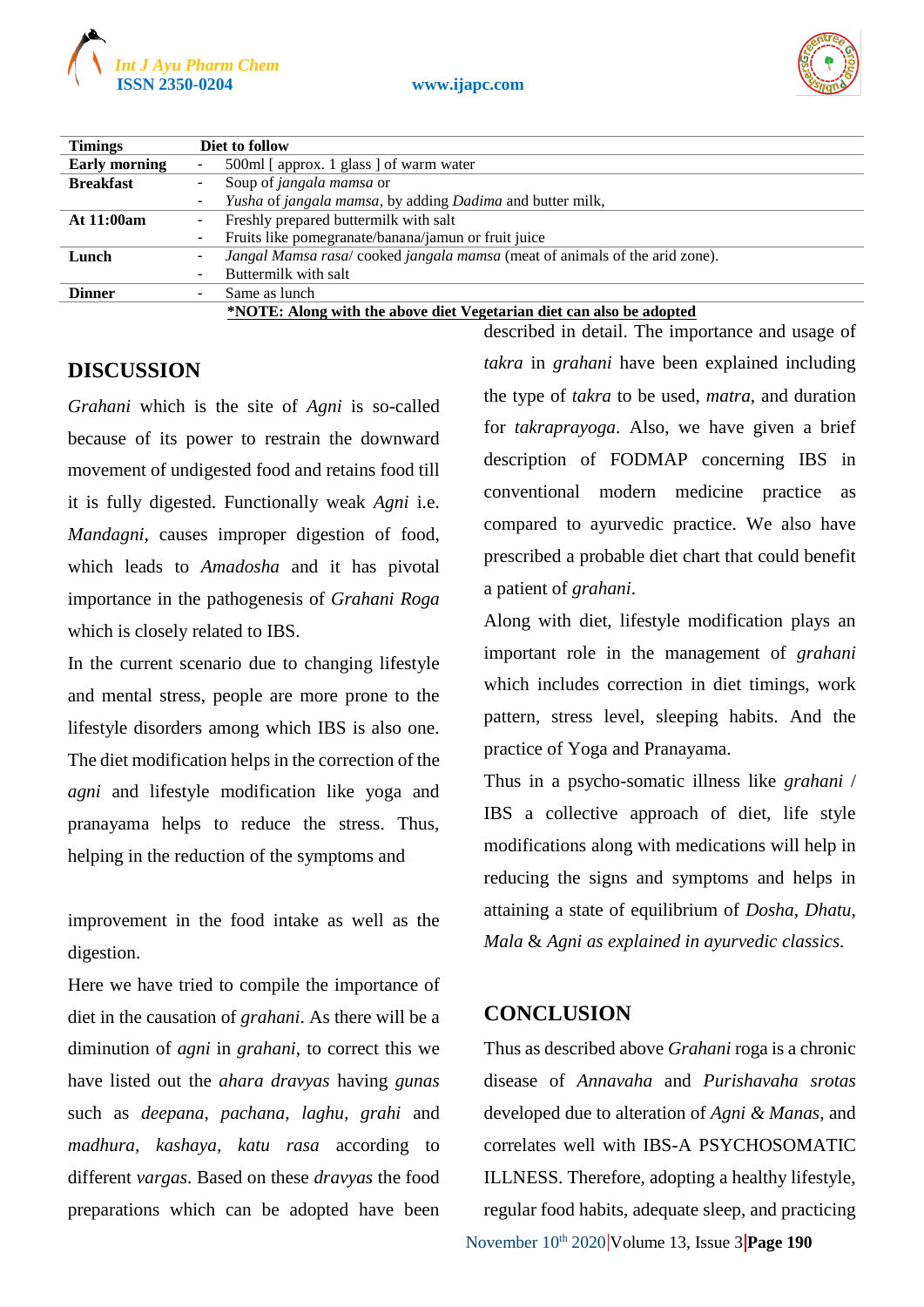| Timings | Diet to follow |
|---|---|
| **Early morning** | - 500ml [ approx. 1 glass ] of warm water |
| **Breakfast** | - Soup of *jangala mamsa* or<br>- *Yusha* of *jangala mamsa*, by adding *Dadima* and butter milk, |
| **At 11:00am** | - Freshly prepared buttermilk with salt<br>- Fruits like pomegranate/banana/jamun or fruit juice |
| **Lunch** | - *Jangal Mamsa rasa*/ cooked *jangala mamsa* (meat of animals of the arid zone).<br>- Buttermilk with salt |
| **Dinner** | - Same as lunch |

**\*NOTE: Along with the above diet Vegetarian diet can also be adopted**

## DISCUSSION

*Grahani* which is the site of *Agni* is so-called because of its power to restrain the downward movement of undigested food and retains food till it is fully digested. Functionally weak *Agni* i.e. *Mandagni*, causes improper digestion of food, which leads to *Amadosha* and it has pivotal importance in the pathogenesis of *Grahani Roga* which is closely related to IBS.

In the current scenario due to changing lifestyle and mental stress, people are more prone to the lifestyle disorders among which IBS is also one. The diet modification helps in the correction of the *agni* and lifestyle modification like yoga and pranayama helps to reduce the stress. Thus, helping in the reduction of the symptoms and improvement in the food intake as well as the digestion.

Here we have tried to compile the importance of diet in the causation of *grahani*. As there will be a diminution of *agni* in *grahani*, to correct this we have listed out the *ahara dravyas* having *gunas* such as *deepana, pachana, laghu, grahi* and *madhura, kashaya, katu rasa* according to different *vargas*. Based on these *dravyas* the food preparations which can be adopted have been described in detail. The importance and usage of *takra* in *grahani* have been explained including the type of *takra* to be used, *matra*, and duration for *takraprayoga*. Also, we have given a brief description of FODMAP concerning IBS in conventional modern medicine practice as compared to ayurvedic practice. We also have prescribed a probable diet chart that could benefit a patient of *grahani*.

Along with diet, lifestyle modification plays an important role in the management of *grahani* which includes correction in diet timings, work pattern, stress level, sleeping habits. And the practice of Yoga and Pranayama.

Thus in a psycho-somatic illness like *grahani* / IBS a collective approach of diet, life style modifications along with medications will help in reducing the signs and symptoms and helps in attaining a state of equilibrium of *Dosha, Dhatu, Mala* & *Agni as explained in ayurvedic classics.*

## CONCLUSION

Thus as described above *Grahani* roga is a chronic disease of *Annavaha* and *Purishavaha srotas* developed due to alteration of *Agni & Manas*, and correlates well with IBS-A PSYCHOSOMATIC ILLNESS. Therefore, adopting a healthy lifestyle, regular food habits, adequate sleep, and practicing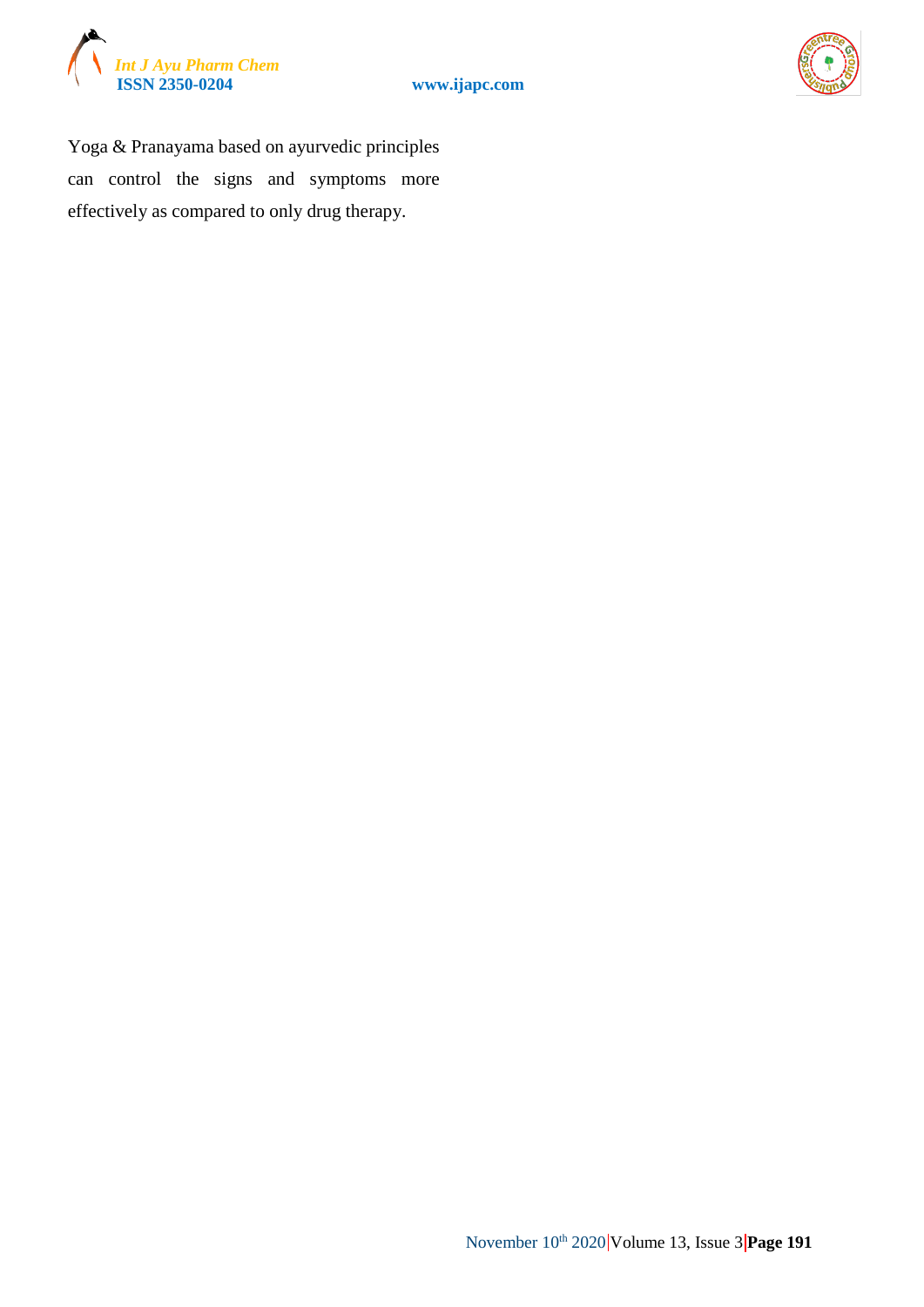Yoga & Pranayama based on ayurvedic principles can control the signs and symptoms more effectively as compared to only drug therapy.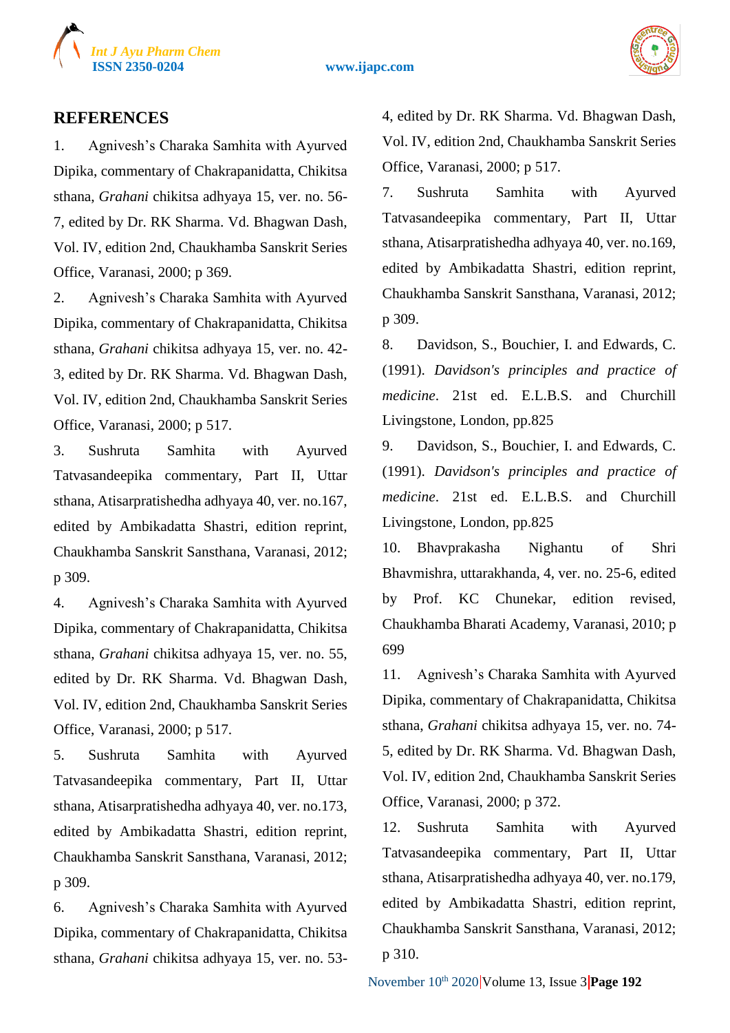## REFERENCES

1. Agnivesh's Charaka Samhita with Ayurved Dipika, commentary of Chakrapanidatta, Chikitsa sthana, *Grahani* chikitsa adhyaya 15, ver. no. 56-7, edited by Dr. RK Sharma. Vd. Bhagwan Dash, Vol. IV, edition 2nd, Chaukhamba Sanskrit Series Office, Varanasi, 2000; p 369.
2. Agnivesh's Charaka Samhita with Ayurved Dipika, commentary of Chakrapanidatta, Chikitsa sthana, *Grahani* chikitsa adhyaya 15, ver. no. 42-3, edited by Dr. RK Sharma. Vd. Bhagwan Dash, Vol. IV, edition 2nd, Chaukhamba Sanskrit Series Office, Varanasi, 2000; p 517.
3. Sushruta Samhita with Ayurved Tatvasandeepika commentary, Part II, Uttar sthana, Atisarpratishedha adhyaya 40, ver. no.167, edited by Ambikadatta Shastri, edition reprint, Chaukhamba Sanskrit Sansthana, Varanasi, 2012; p 309.
4. Agnivesh's Charaka Samhita with Ayurved Dipika, commentary of Chakrapanidatta, Chikitsa sthana, *Grahani* chikitsa adhyaya 15, ver. no. 55, edited by Dr. RK Sharma. Vd. Bhagwan Dash, Vol. IV, edition 2nd, Chaukhamba Sanskrit Series Office, Varanasi, 2000; p 517.
5. Sushruta Samhita with Ayurved Tatvasandeepika commentary, Part II, Uttar sthana, Atisarpratishedha adhyaya 40, ver. no.173, edited by Ambikadatta Shastri, edition reprint, Chaukhamba Sanskrit Sansthana, Varanasi, 2012; p 309.
6. Agnivesh's Charaka Samhita with Ayurved Dipika, commentary of Chakrapanidatta, Chikitsa sthana, *Grahani* chikitsa adhyaya 15, ver. no. 53-4, edited by Dr. RK Sharma. Vd. Bhagwan Dash, Vol. IV, edition 2nd, Chaukhamba Sanskrit Series Office, Varanasi, 2000; p 517.
7. Sushruta Samhita with Ayurved Tatvasandeepika commentary, Part II, Uttar sthana, Atisarpratishedha adhyaya 40, ver. no.169, edited by Ambikadatta Shastri, edition reprint, Chaukhamba Sanskrit Sansthana, Varanasi, 2012; p 309.
8. Davidson, S., Bouchier, I. and Edwards, C. (1991). *Davidson's principles and practice of medicine*. 21st ed. E.L.B.S. and Churchill Livingstone, London, pp.825
9. Davidson, S., Bouchier, I. and Edwards, C. (1991). *Davidson's principles and practice of medicine*. 21st ed. E.L.B.S. and Churchill Livingstone, London, pp.825
10. Bhavprakasha Nighantu of Shri Bhavmishra, uttarakhanda, 4, ver. no. 25-6, edited by Prof. KC Chunekar, edition revised, Chaukhamba Bharati Academy, Varanasi, 2010; p 699
11. Agnivesh's Charaka Samhita with Ayurved Dipika, commentary of Chakrapanidatta, Chikitsa sthana, *Grahani* chikitsa adhyaya 15, ver. no. 74-5, edited by Dr. RK Sharma. Vd. Bhagwan Dash, Vol. IV, edition 2nd, Chaukhamba Sanskrit Series Office, Varanasi, 2000; p 372.
12. Sushruta Samhita with Ayurved Tatvasandeepika commentary, Part II, Uttar sthana, Atisarpratishedha adhyaya 40, ver. no.179, edited by Ambikadatta Shastri, edition reprint, Chaukhamba Sanskrit Sansthana, Varanasi, 2012; p 310.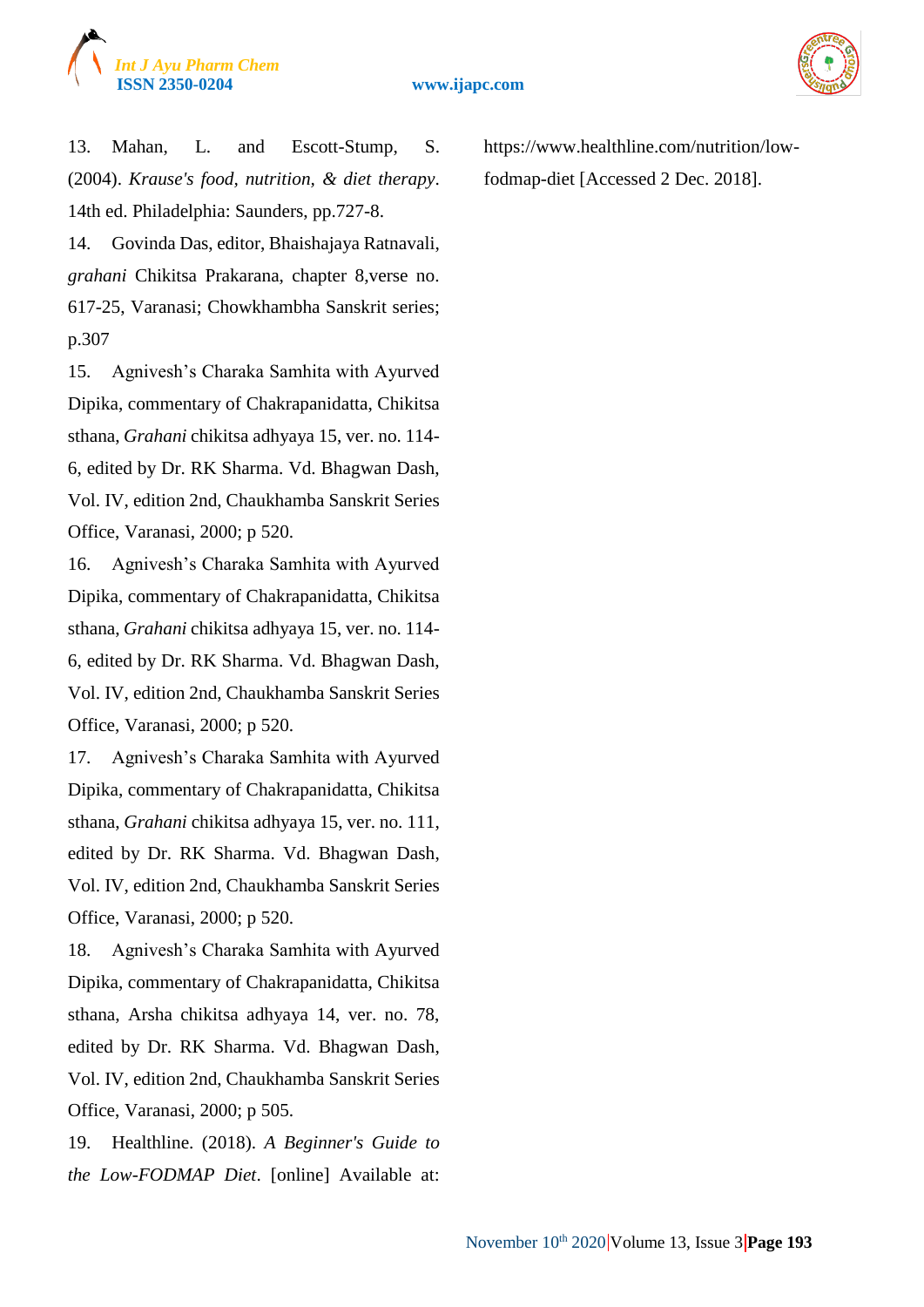13. Mahan, L. and Escott-Stump, S. (2004). *Krause's food, nutrition, & diet therapy*. 14th ed. Philadelphia: Saunders, pp.727-8.
14. Govinda Das, editor, Bhaishajaya Ratnavali, *grahani* Chikitsa Prakarana, chapter 8,verse no. 617-25, Varanasi; Chowkhambha Sanskrit series; p.307
15. Agnivesh's Charaka Samhita with Ayurved Dipika, commentary of Chakrapanidatta, Chikitsa sthana, *Grahani* chikitsa adhyaya 15, ver. no. 114-6, edited by Dr. RK Sharma. Vd. Bhagwan Dash, Vol. IV, edition 2nd, Chaukhamba Sanskrit Series Office, Varanasi, 2000; p 520.
16. Agnivesh's Charaka Samhita with Ayurved Dipika, commentary of Chakrapanidatta, Chikitsa sthana, *Grahani* chikitsa adhyaya 15, ver. no. 114-6, edited by Dr. RK Sharma. Vd. Bhagwan Dash, Vol. IV, edition 2nd, Chaukhamba Sanskrit Series Office, Varanasi, 2000; p 520.
17. Agnivesh's Charaka Samhita with Ayurved Dipika, commentary of Chakrapanidatta, Chikitsa sthana, *Grahani* chikitsa adhyaya 15, ver. no. 111, edited by Dr. RK Sharma. Vd. Bhagwan Dash, Vol. IV, edition 2nd, Chaukhamba Sanskrit Series Office, Varanasi, 2000; p 520.
18. Agnivesh's Charaka Samhita with Ayurved Dipika, commentary of Chakrapanidatta, Chikitsa sthana, Arsha chikitsa adhyaya 14, ver. no. 78, edited by Dr. RK Sharma. Vd. Bhagwan Dash, Vol. IV, edition 2nd, Chaukhamba Sanskrit Series Office, Varanasi, 2000; p 505.
19. Healthline. (2018). *A Beginner's Guide to the Low-FODMAP Diet*. [online] Available at: https://www.healthline.com/nutrition/low-fodmap-diet [Accessed 2 Dec. 2018].